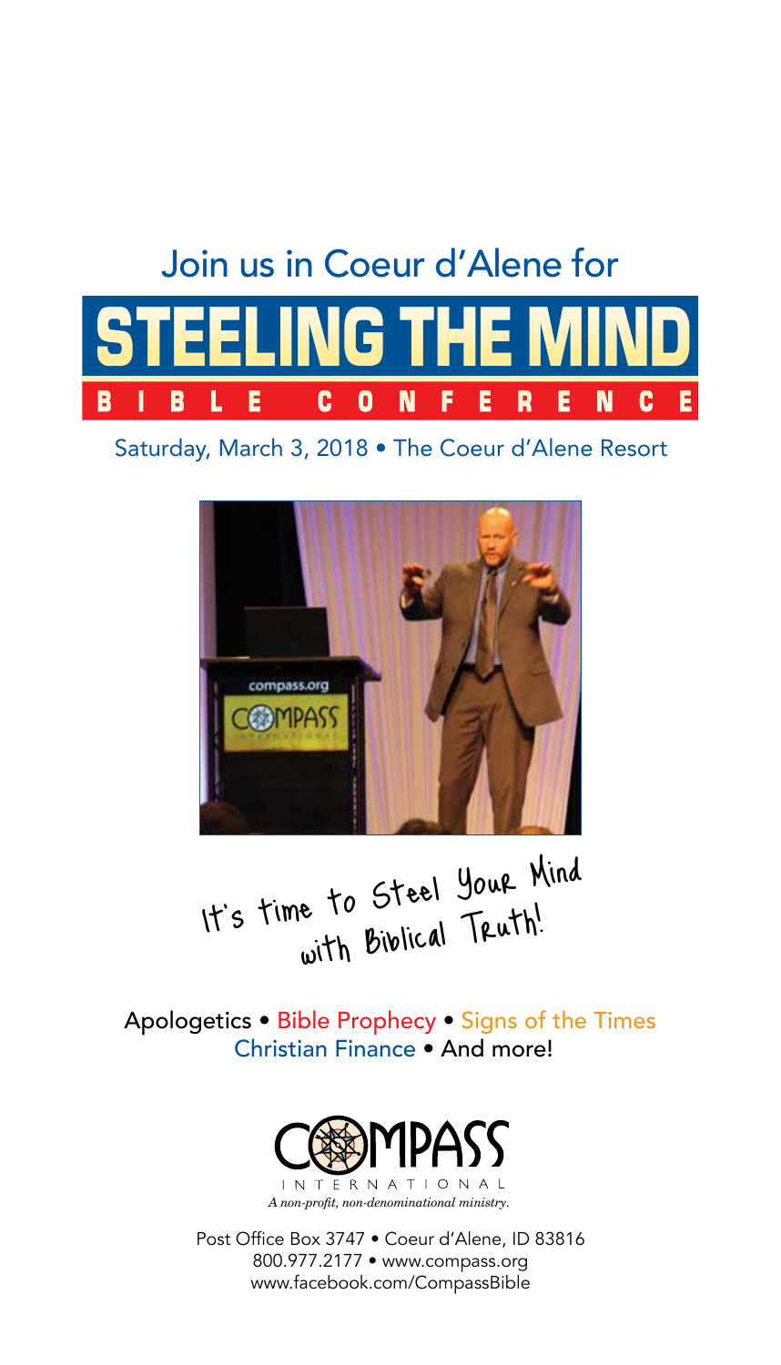Join us in Coeur d'Alene for

# STEELING THE MIND

## BIBLE CONFERENCE

Saturday, March 3, 2018 • The Coeur d'Alene Resort

It's time to Steel Your Mind with Biblical Truth!

Apologetics • Bible Prophecy • Signs of the Times
Christian Finance • And more!

COMPASS INTERNATIONAL

*A non-profit, non-denominational ministry.*

Post Office Box 3747 • Coeur d'Alene, ID 83816
800.977.2177 • www.compass.org
www.facebook.com/CompassBible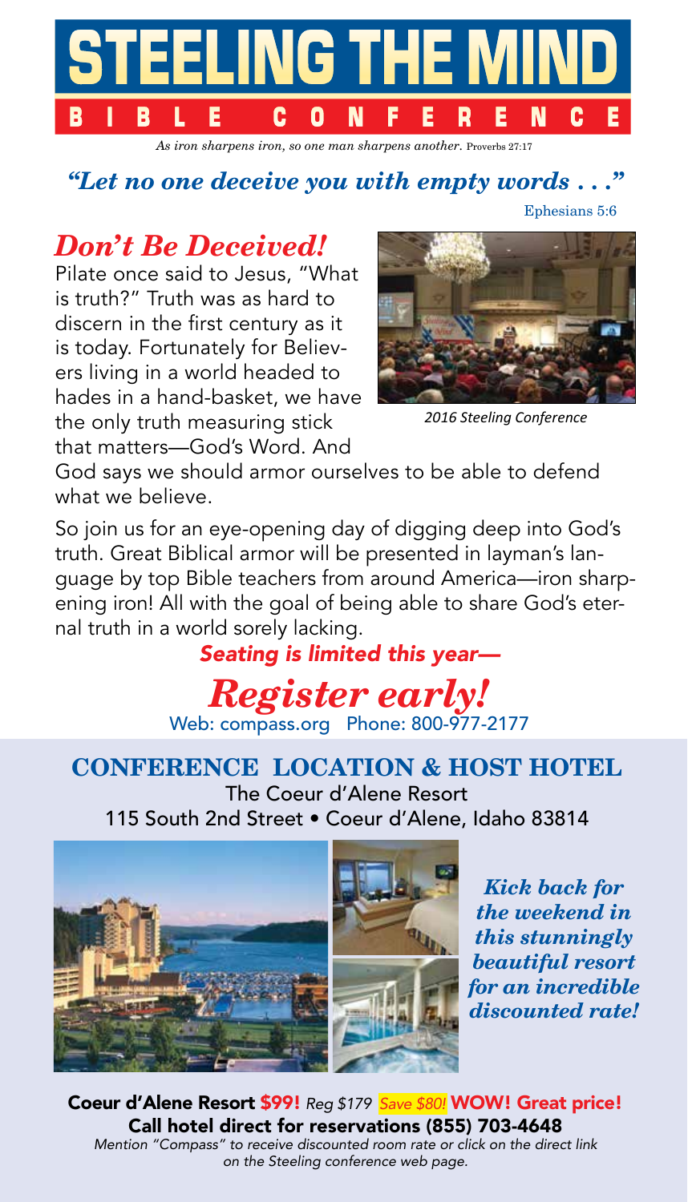# STEELING THE MIND

## BIBLE CONFERENCE

*As iron sharpens iron, so one man sharpens another.* Proverbs 27:17

***"Let no one deceive you with empty words . . ."***

Ephesians 5:6

## *Don't Be Deceived!*

Pilate once said to Jesus, "What is truth?" Truth was as hard to discern in the first century as it is today. Fortunately for Believers living in a world headed to hades in a hand-basket, we have the only truth measuring stick that matters—God's Word. And God says we should armor ourselves to be able to defend what we believe.

*2016 Steeling Conference*

So join us for an eye-opening day of digging deep into God's truth. Great Biblical armor will be presented in layman's language by top Bible teachers from around America—iron sharpening iron! All with the goal of being able to share God's eternal truth in a world sorely lacking.

***Seating is limited this year—***

## *Register early!*

Web: compass.org Phone: 800-977-2177

## CONFERENCE LOCATION & HOST HOTEL

The Coeur d'Alene Resort
115 South 2nd Street • Coeur d'Alene, Idaho 83814

***Kick back for the weekend in this stunningly beautiful resort for an incredible discounted rate!***

**Coeur d'Alene Resort $99!** *Reg $179* *Save $80!* **WOW! Great price!**
**Call hotel direct for reservations (855) 703-4648**
*Mention "Compass" to receive discounted room rate or click on the direct link on the Steeling conference web page.*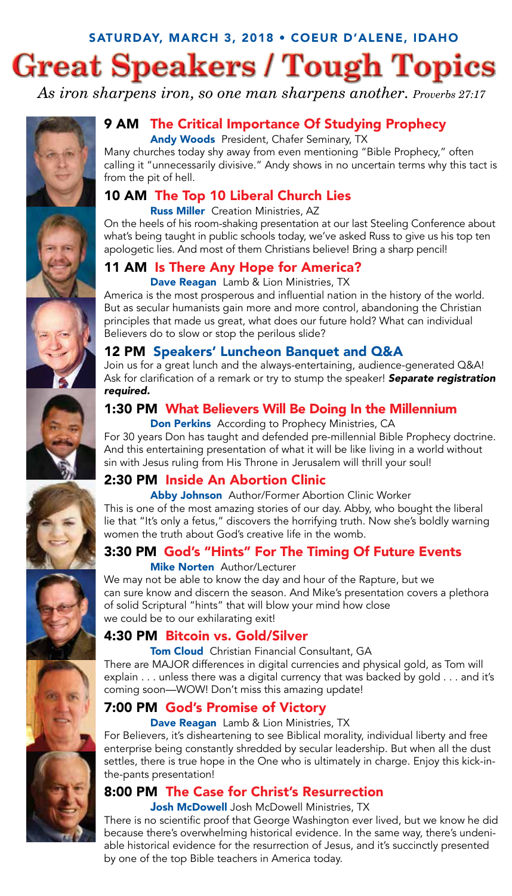SATURDAY, MARCH 3, 2018 • COEUR D'ALENE, IDAHO

# Great Speakers / Tough Topics

*As iron sharpens iron, so one man sharpens another. Proverbs 27:17*

## 9 AM The Critical Importance Of Studying Prophecy

**Andy Woods** President, Chafer Seminary, TX

Many churches today shy away from even mentioning "Bible Prophecy," often calling it "unnecessarily divisive." Andy shows in no uncertain terms why this tact is from the pit of hell.

## 10 AM The Top 10 Liberal Church Lies

**Russ Miller** Creation Ministries, AZ

On the heels of his room-shaking presentation at our last Steeling Conference about what's being taught in public schools today, we've asked Russ to give us his top ten apologetic lies. And most of them Christians believe! Bring a sharp pencil!

## 11 AM Is There Any Hope for America?

**Dave Reagan** Lamb & Lion Ministries, TX

America is the most prosperous and influential nation in the history of the world. But as secular humanists gain more and more control, abandoning the Christian principles that made us great, what does our future hold? What can individual Believers do to slow or stop the perilous slide?

## 12 PM Speakers' Luncheon Banquet and Q&A

Join us for a great lunch and the always-entertaining, audience-generated Q&A! Ask for clarification of a remark or try to stump the speaker! ***Separate registration required.***

## 1:30 PM What Believers Will Be Doing In the Millennium

**Don Perkins** According to Prophecy Ministries, CA

For 30 years Don has taught and defended pre-millennial Bible Prophecy doctrine. And this entertaining presentation of what it will be like living in a world without sin with Jesus ruling from His Throne in Jerusalem will thrill your soul!

## 2:30 PM Inside An Abortion Clinic

**Abby Johnson** Author/Former Abortion Clinic Worker

This is one of the most amazing stories of our day. Abby, who bought the liberal lie that "It's only a fetus," discovers the horrifying truth. Now she's boldly warning women the truth about God's creative life in the womb.

## 3:30 PM God's "Hints" For The Timing Of Future Events

**Mike Norten** Author/Lecturer

We may not be able to know the day and hour of the Rapture, but we can sure know and discern the season. And Mike's presentation covers a plethora of solid Scriptural "hints" that will blow your mind how close we could be to our exhilarating exit!

## 4:30 PM Bitcoin vs. Gold/Silver

**Tom Cloud** Christian Financial Consultant, GA

There are MAJOR differences in digital currencies and physical gold, as Tom will explain . . . unless there was a digital currency that was backed by gold . . . and it's coming soon—WOW! Don't miss this amazing update!

## 7:00 PM God's Promise of Victory

**Dave Reagan** Lamb & Lion Ministries, TX

For Believers, it's disheartening to see Biblical morality, individual liberty and free enterprise being constantly shredded by secular leadership. But when all the dust settles, there is true hope in the One who is ultimately in charge. Enjoy this kick-in-the-pants presentation!

## 8:00 PM The Case for Christ's Resurrection

**Josh McDowell** Josh McDowell Ministries, TX

There is no scientific proof that George Washington ever lived, but we know he did because there's overwhelming historical evidence. In the same way, there's undeniable historical evidence for the resurrection of Jesus, and it's succinctly presented by one of the top Bible teachers in America today.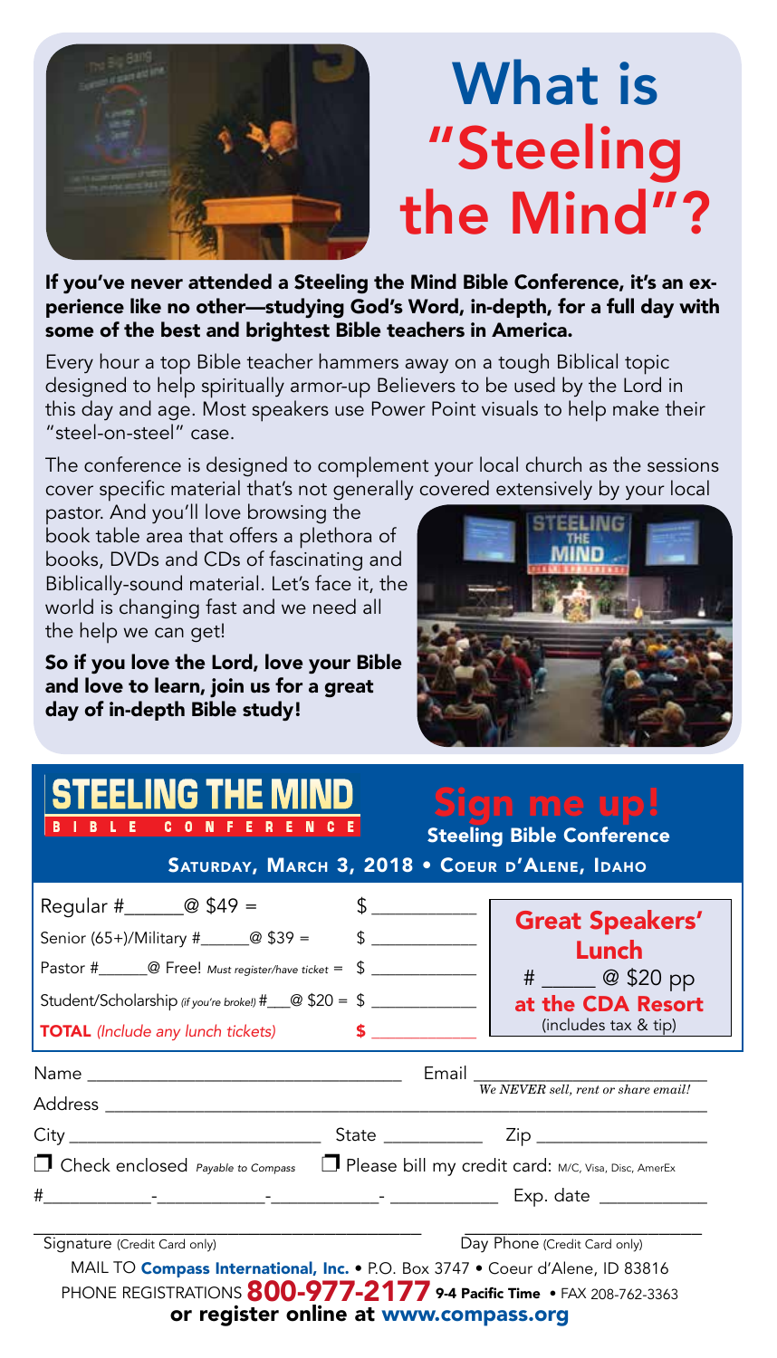# What is "Steeling the Mind"?

**If you've never attended a Steeling the Mind Bible Conference, it's an experience like no other—studying God's Word, in-depth, for a full day with some of the best and brightest Bible teachers in America.**

Every hour a top Bible teacher hammers away on a tough Biblical topic designed to help spiritually armor-up Believers to be used by the Lord in this day and age. Most speakers use Power Point visuals to help make their "steel-on-steel" case.

The conference is designed to complement your local church as the sessions cover specific material that's not generally covered extensively by your local pastor. And you'll love browsing the book table area that offers a plethora of books, DVDs and CDs of fascinating and Biblically-sound material. Let's face it, the world is changing fast and we need all the help we can get!

**So if you love the Lord, love your Bible and love to learn, join us for a great day of in-depth Bible study!**

## STEELING THE MIND BIBLE CONFERENCE

## Sign me up!

**Steeling Bible Conference**

**Saturday, March 3, 2018 • Coeur d'Alene, Idaho**

Regular #______@ $49 = $ __________

Senior (65+)/Military #______@ $39 = $ __________

Pastor #______@ Free! *Must register/have ticket* = $ __________

Student/Scholarship *(if you're broke!)* #___@ $20 = $ __________

**TOTAL** *(Include any lunch tickets)* **$** __________

**Great Speakers' Lunch**
# _____ @ $20 pp
**at the CDA Resort**
(includes tax & tip)

Name ______________________________ Email ______________________________
*We NEVER sell, rent or share email!*

Address ______________________________

City ____________________ State __________ Zip ______________

☐ Check enclosed *Payable to Compass* ☐ Please bill my credit card: M/C, Visa, Disc, AmerEx

#__________-__________-__________- __________ Exp. date __________

______________________________ ______________________________
Signature (Credit Card only) Day Phone (Credit Card only)

MAIL TO **Compass International, Inc.** • P.O. Box 3747 • Coeur d'Alene, ID 83816

PHONE REGISTRATIONS **800-977-2177** **9-4 Pacific Time** • FAX 208-762-3363

**or register online at www.compass.org**